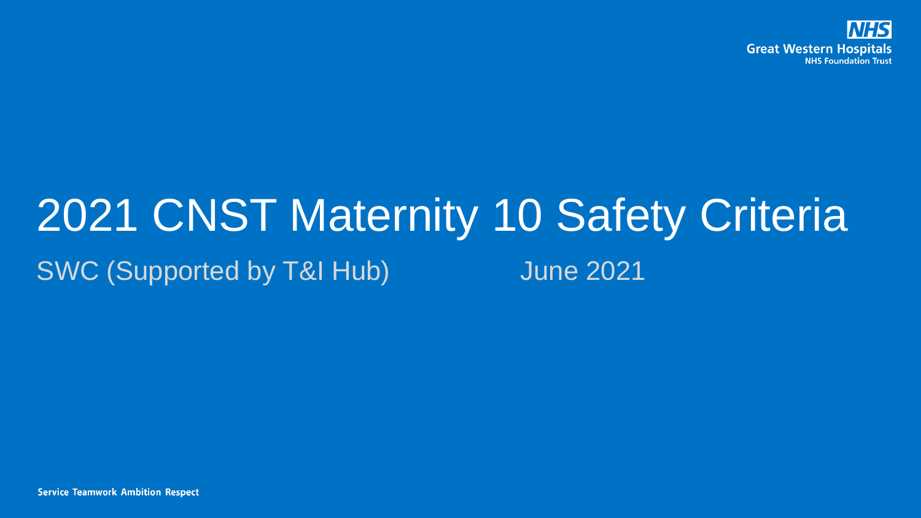NHS
Great Western Hospitals
NHS Foundation Trust

# 2021 CNST Maternity 10 Safety Criteria

SWC (Supported by T&I Hub) June 2021

Service Teamwork Ambition Respect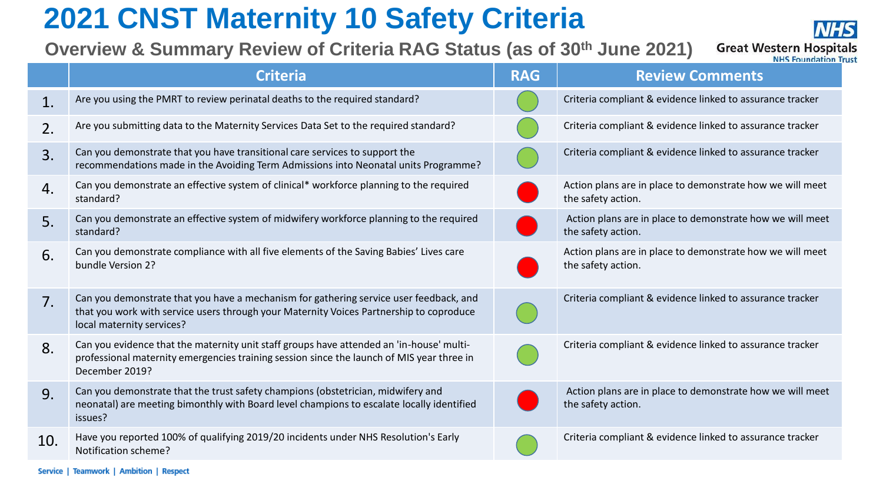# 2021 CNST Maternity 10 Safety Criteria

## Overview & Summary Review of Criteria RAG Status (as of 30th June 2021)

Great Western Hospitals NHS Foundation Trust

| | Criteria | RAG | Review Comments |
|---|---|---|---|
| 1. | Are you using the PMRT to review perinatal deaths to the required standard? | Green | Criteria compliant & evidence linked to assurance tracker |
| 2. | Are you submitting data to the Maternity Services Data Set to the required standard? | Green | Criteria compliant & evidence linked to assurance tracker |
| 3. | Can you demonstrate that you have transitional care services to support the recommendations made in the Avoiding Term Admissions into Neonatal units Programme? | Green | Criteria compliant & evidence linked to assurance tracker |
| 4. | Can you demonstrate an effective system of clinical* workforce planning to the required standard? | Red | Action plans are in place to demonstrate how we will meet the safety action. |
| 5. | Can you demonstrate an effective system of midwifery workforce planning to the required standard? | Red | Action plans are in place to demonstrate how we will meet the safety action. |
| 6. | Can you demonstrate compliance with all five elements of the Saving Babies' Lives care bundle Version 2? | Red | Action plans are in place to demonstrate how we will meet the safety action. |
| 7. | Can you demonstrate that you have a mechanism for gathering service user feedback, and that you work with service users through your Maternity Voices Partnership to coproduce local maternity services? | Green | Criteria compliant & evidence linked to assurance tracker |
| 8. | Can you evidence that the maternity unit staff groups have attended an 'in-house' multi-professional maternity emergencies training session since the launch of MIS year three in December 2019? | Green | Criteria compliant & evidence linked to assurance tracker |
| 9. | Can you demonstrate that the trust safety champions (obstetrician, midwifery and neonatal) are meeting bimonthly with Board level champions to escalate locally identified issues? | Red | Action plans are in place to demonstrate how we will meet the safety action. |
| 10. | Have you reported 100% of qualifying 2019/20 incidents under NHS Resolution's Early Notification scheme? | Green | Criteria compliant & evidence linked to assurance tracker |

Service | Teamwork | Ambition | Respect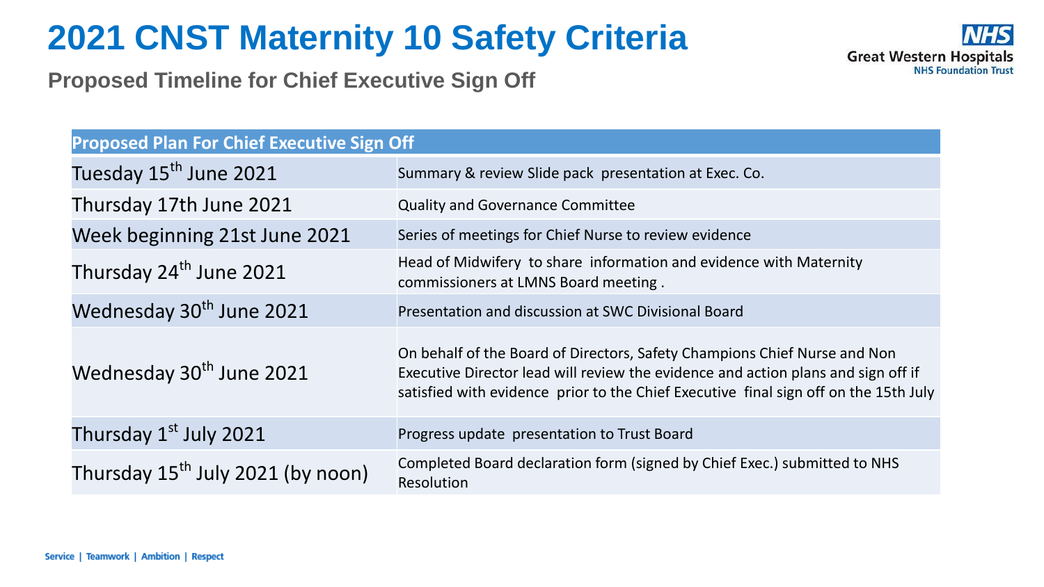# 2021 CNST Maternity 10 Safety Criteria

## Proposed Timeline for Chief Executive Sign Off

| Proposed Plan For Chief Executive Sign Off | |
|---|---|
| Tuesday 15th June 2021 | Summary & review Slide pack presentation at Exec. Co. |
| Thursday 17th June 2021 | Quality and Governance Committee |
| Week beginning 21st June 2021 | Series of meetings for Chief Nurse to review evidence |
| Thursday 24th June 2021 | Head of Midwifery to share information and evidence with Maternity commissioners at LMNS Board meeting . |
| Wednesday 30th June 2021 | Presentation and discussion at SWC Divisional Board |
| Wednesday 30th June 2021 | On behalf of the Board of Directors, Safety Champions Chief Nurse and Non Executive Director lead will review the evidence and action plans and sign off if satisfied with evidence prior to the Chief Executive final sign off on the 15th July |
| Thursday 1st July 2021 | Progress update presentation to Trust Board |
| Thursday 15th July 2021 (by noon) | Completed Board declaration form (signed by Chief Exec.) submitted to NHS Resolution |

Service | Teamwork | Ambition | Respect